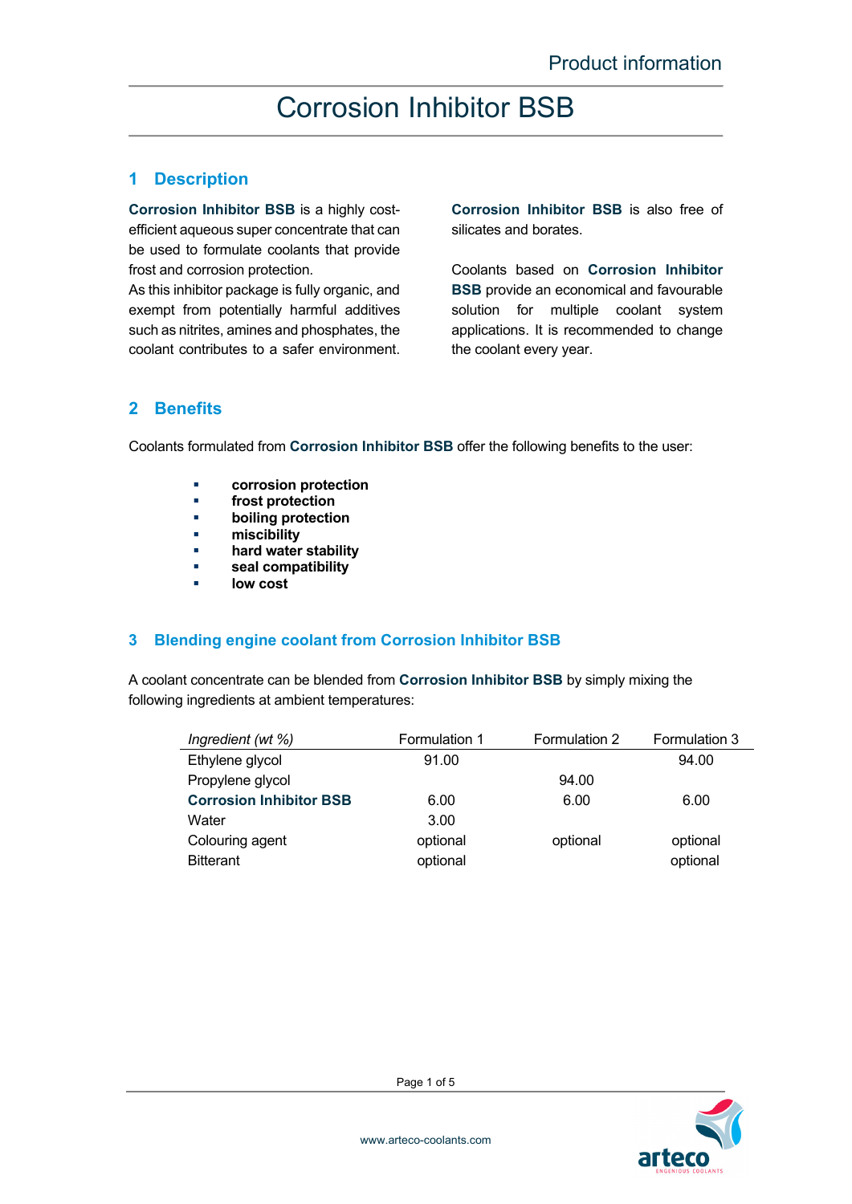Product information

# Corrosion Inhibitor BSB

## 1 Description

**Corrosion Inhibitor BSB** is a highly cost-efficient aqueous super concentrate that can be used to formulate coolants that provide frost and corrosion protection.
As this inhibitor package is fully organic, and exempt from potentially harmful additives such as nitrites, amines and phosphates, the coolant contributes to a safer environment.

**Corrosion Inhibitor BSB** is also free of silicates and borates.

Coolants based on **Corrosion Inhibitor BSB** provide an economical and favourable solution for multiple coolant system applications. It is recommended to change the coolant every year.

## 2 Benefits

Coolants formulated from **Corrosion Inhibitor BSB** offer the following benefits to the user:

- **corrosion protection**
- **frost protection**
- **boiling protection**
- **miscibility**
- **hard water stability**
- **seal compatibility**
- **low cost**

## 3 Blending engine coolant from Corrosion Inhibitor BSB

A coolant concentrate can be blended from **Corrosion Inhibitor BSB** by simply mixing the following ingredients at ambient temperatures:

| *Ingredient (wt %)* | Formulation 1 | Formulation 2 | Formulation 3 |
|---|---|---|---|
| Ethylene glycol | 91.00 | | 94.00 |
| Propylene glycol | | 94.00 | |
| **Corrosion Inhibitor BSB** | 6.00 | 6.00 | 6.00 |
| Water | 3.00 | | |
| Colouring agent | optional | optional | optional |
| Bitterant | optional | | optional |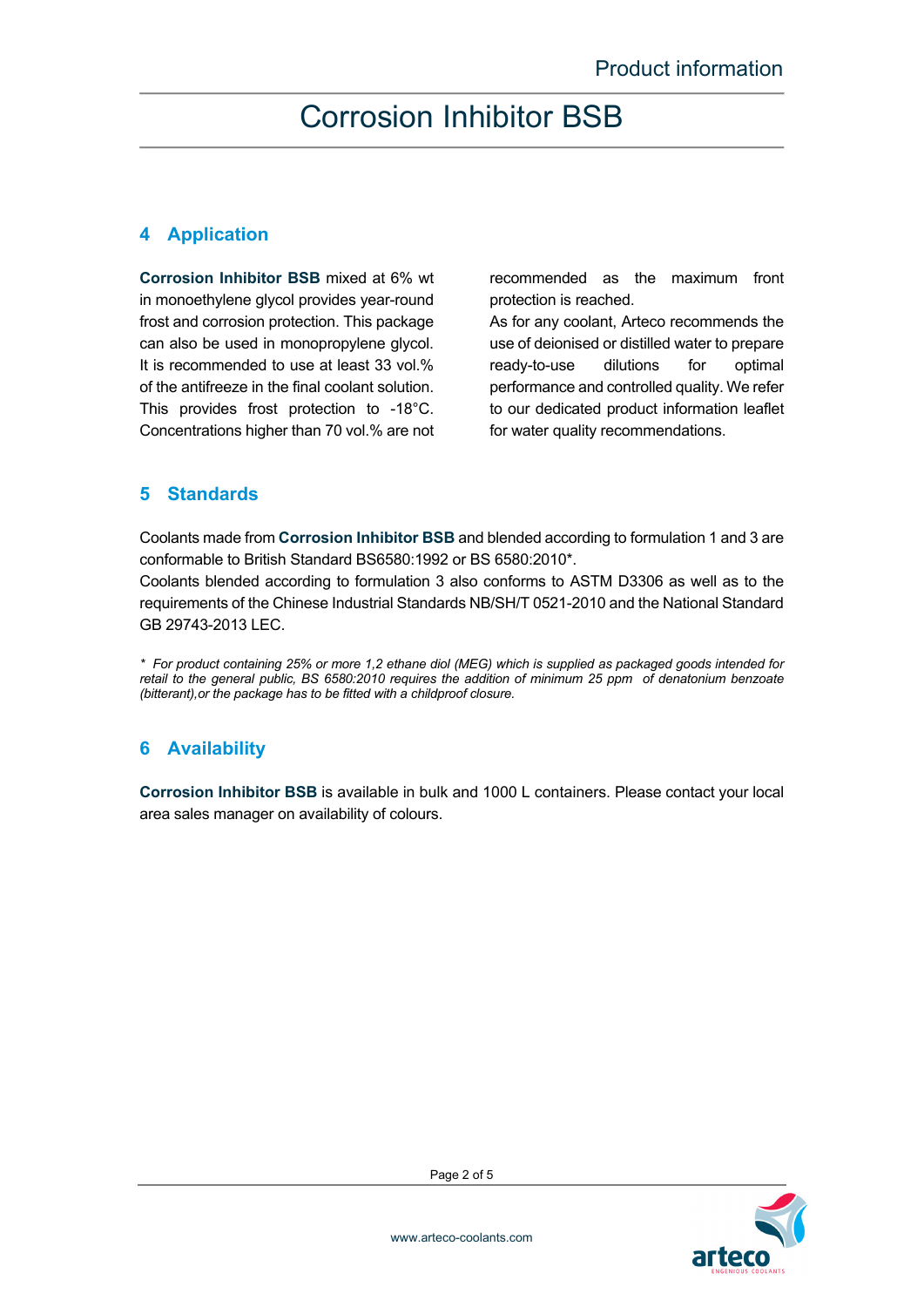## 4 Application

**Corrosion Inhibitor BSB** mixed at 6% wt in monoethylene glycol provides year-round frost and corrosion protection. This package can also be used in monopropylene glycol. It is recommended to use at least 33 vol.% of the antifreeze in the final coolant solution. This provides frost protection to -18°C. Concentrations higher than 70 vol.% are not recommended as the maximum front protection is reached.

As for any coolant, Arteco recommends the use of deionised or distilled water to prepare ready-to-use dilutions for optimal performance and controlled quality. We refer to our dedicated product information leaflet for water quality recommendations.

## 5 Standards

Coolants made from **Corrosion Inhibitor BSB** and blended according to formulation 1 and 3 are conformable to British Standard BS6580:1992 or BS 6580:2010*.

Coolants blended according to formulation 3 also conforms to ASTM D3306 as well as to the requirements of the Chinese Industrial Standards NB/SH/T 0521-2010 and the National Standard GB 29743-2013 LEC.

*\* For product containing 25% or more 1,2 ethane diol (MEG) which is supplied as packaged goods intended for retail to the general public, BS 6580:2010 requires the addition of minimum 25 ppm of denatonium benzoate (bitterant),or the package has to be fitted with a childproof closure.*

## 6 Availability

**Corrosion Inhibitor BSB** is available in bulk and 1000 L containers. Please contact your local area sales manager on availability of colours.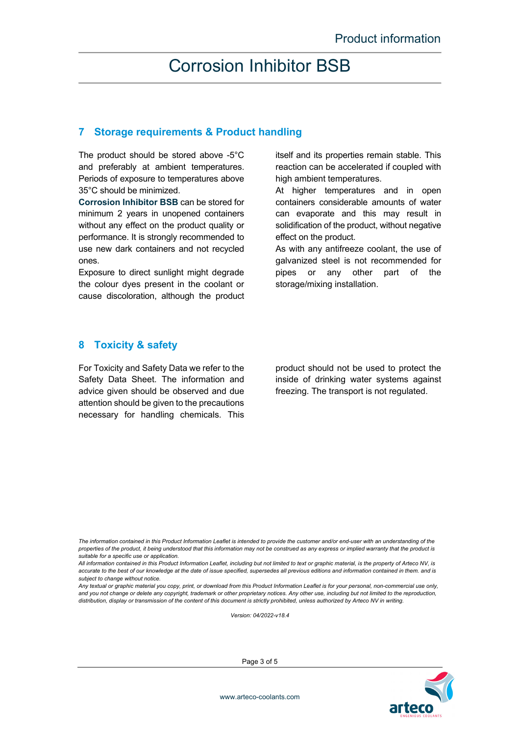## 7 Storage requirements & Product handling

The product should be stored above -5°C and preferably at ambient temperatures. Periods of exposure to temperatures above 35°C should be minimized.

**Corrosion Inhibitor BSB** can be stored for minimum 2 years in unopened containers without any effect on the product quality or performance. It is strongly recommended to use new dark containers and not recycled ones.

Exposure to direct sunlight might degrade the colour dyes present in the coolant or cause discoloration, although the product itself and its properties remain stable. This reaction can be accelerated if coupled with high ambient temperatures.

At higher temperatures and in open containers considerable amounts of water can evaporate and this may result in solidification of the product, without negative effect on the product.

As with any antifreeze coolant, the use of galvanized steel is not recommended for pipes or any other part of the storage/mixing installation.

## 8 Toxicity & safety

For Toxicity and Safety Data we refer to the Safety Data Sheet. The information and advice given should be observed and due attention should be given to the precautions necessary for handling chemicals. This product should not be used to protect the inside of drinking water systems against freezing. The transport is not regulated.

*The information contained in this Product Information Leaflet is intended to provide the customer and/or end-user with an understanding of the properties of the product, it being understood that this information may not be construed as any express or implied warranty that the product is suitable for a specific use or application.*

*All information contained in this Product Information Leaflet, including but not limited to text or graphic material, is the property of Arteco NV, is accurate to the best of our knowledge at the date of issue specified, supersedes all previous editions and information contained in them. and is subject to change without notice.*

*Any textual or graphic material you copy, print, or download from this Product Information Leaflet is for your personal, non-commercial use only, and you not change or delete any copyright, trademark or other proprietary notices. Any other use, including but not limited to the reproduction, distribution, display or transmission of the content of this document is strictly prohibited, unless authorized by Arteco NV in writing.*

*Version: 04/2022-v18.4*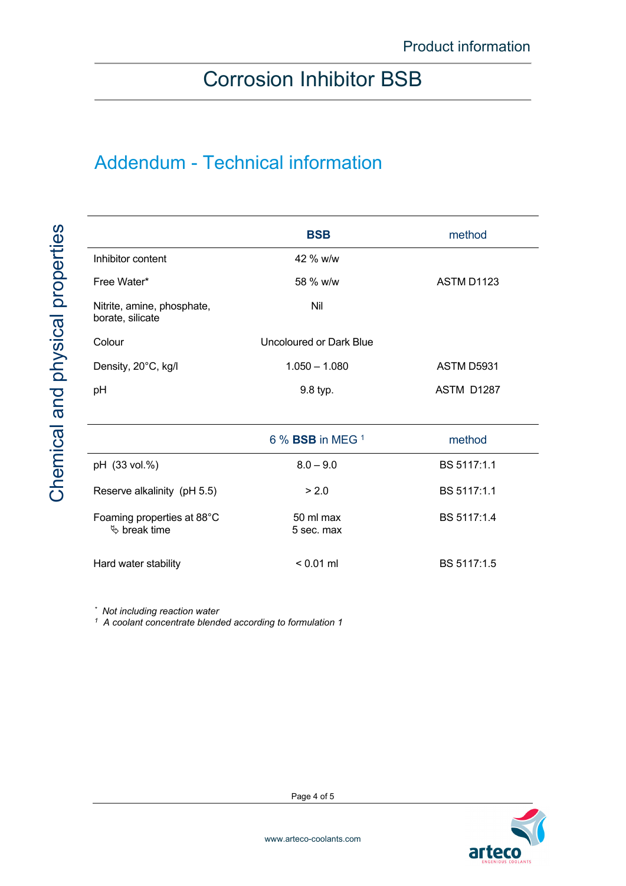# Corrosion Inhibitor BSB

## Addendum - Technical information

### Chemical and physical properties

| | **BSB** | method |
|---|---|---|
| Inhibitor content | 42 % w/w | |
| Free Water* | 58 % w/w | ASTM D1123 |
| Nitrite, amine, phosphate, borate, silicate | Nil | |
| Colour | Uncoloured or Dark Blue | |
| Density, 20°C, kg/l | 1.050 – 1.080 | ASTM D5931 |
| pH | 9.8 typ. | ASTM D1287 |

| | 6 % **BSB** in MEG [1] | method |
|---|---|---|
| pH (33 vol.%) | 8.0 – 9.0 | BS 5117:1.1 |
| Reserve alkalinity (pH 5.5) | > 2.0 | BS 5117:1.1 |
| Foaming properties at 88°C<br>↳ break time | 50 ml max<br>5 sec. max | BS 5117:1.4 |
| Hard water stability | < 0.01 ml | BS 5117:1.5 |

* *Not including reaction water*

[1] *A coolant concentrate blended according to formulation 1*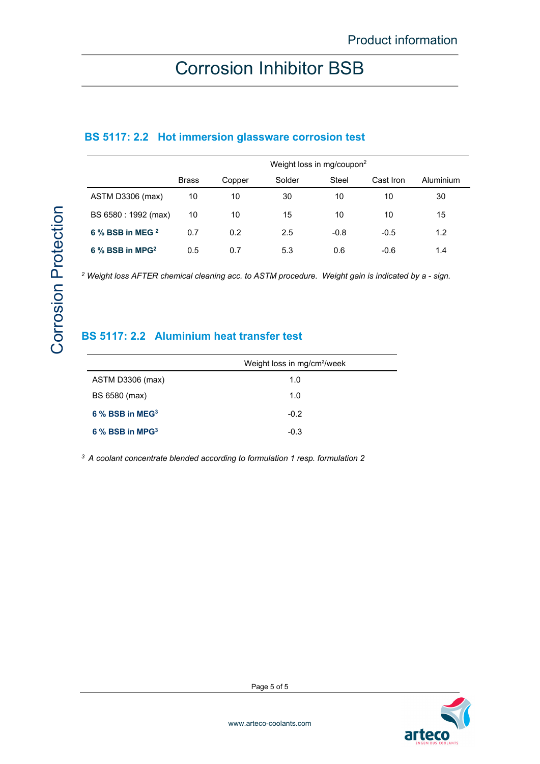# Corrosion Inhibitor BSB

## BS 5117: 2.2 Hot immersion glassware corrosion test

| | Weight loss in mg/coupon[2] | | | | | |
|---|---|---|---|---|---|---|
| | Brass | Copper | Solder | Steel | Cast Iron | Aluminium |
| ASTM D3306 (max) | 10 | 10 | 30 | 10 | 10 | 30 |
| BS 6580 : 1992 (max) | 10 | 10 | 15 | 10 | 10 | 15 |
| **6 % BSB in MEG [2]** | 0.7 | 0.2 | 2.5 | -0.8 | -0.5 | 1.2 |
| **6 % BSB in MPG[2]** | 0.5 | 0.7 | 5.3 | 0.6 | -0.6 | 1.4 |

*[2] Weight loss AFTER chemical cleaning acc. to ASTM procedure. Weight gain is indicated by a - sign.*

## BS 5117: 2.2 Aluminium heat transfer test

| | Weight loss in mg/cm²/week |
|---|---|
| ASTM D3306 (max) | 1.0 |
| BS 6580 (max) | 1.0 |
| **6 % BSB in MEG[3]** | -0.2 |
| **6 % BSB in MPG[3]** | -0.3 |

*[3] A coolant concentrate blended according to formulation 1 resp. formulation 2*